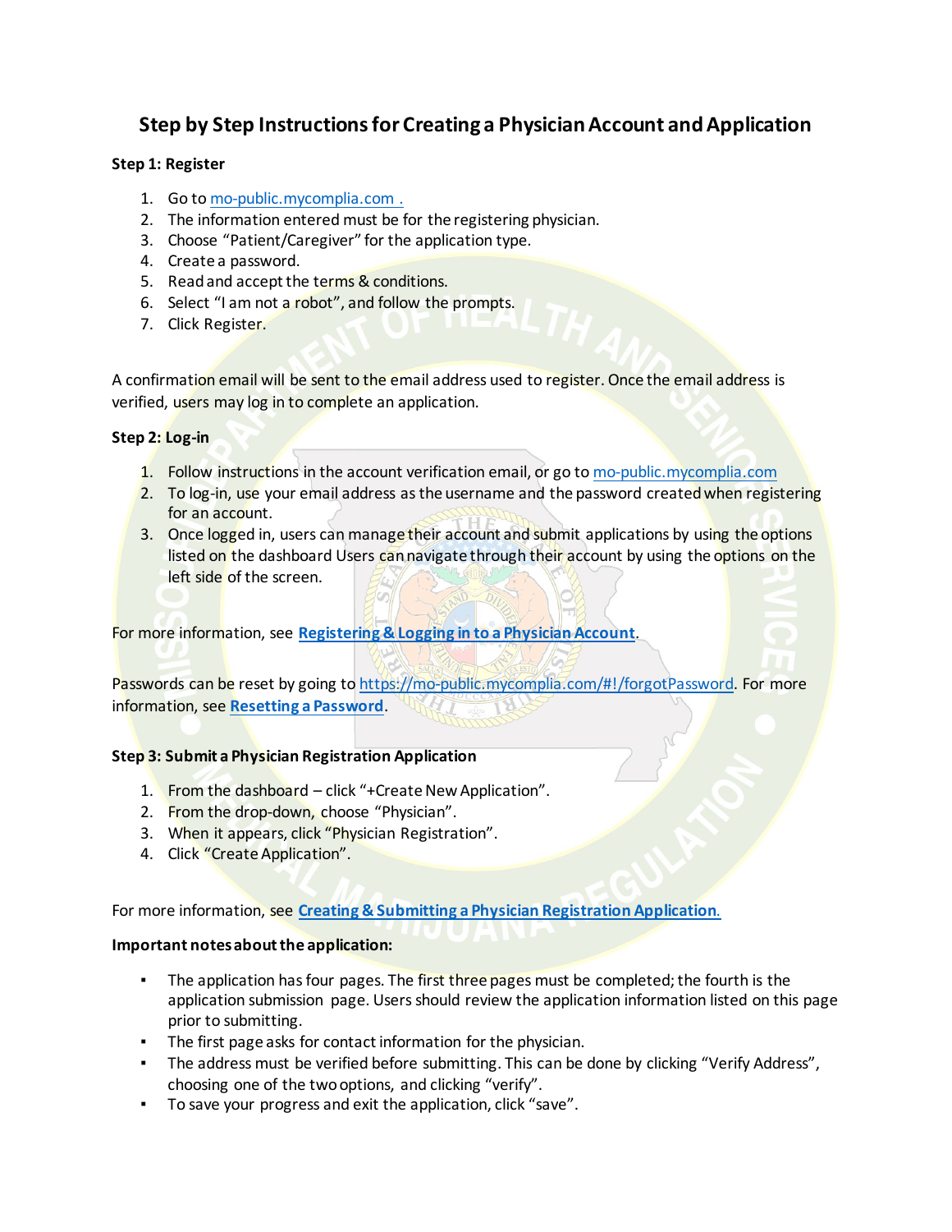# Step by Step Instructions for Creating a Physician Account and Application

**Step 1: Register**

1. Go to mo-public.mycomplia.com .
2. The information entered must be for the registering physician.
3. Choose "Patient/Caregiver" for the application type.
4. Create a password.
5. Read and accept the terms & conditions.
6. Select "I am not a robot", and follow the prompts.
7. Click Register.

A confirmation email will be sent to the email address used to register. Once the email address is verified, users may log in to complete an application.

**Step 2: Log-in**

1. Follow instructions in the account verification email, or go to mo-public.mycomplia.com
2. To log-in, use your email address as the username and the password created when registering for an account.
3. Once logged in, users can manage their account and submit applications by using the options listed on the dashboard Users can navigate through their account by using the options on the left side of the screen.

For more information, see **Registering & Logging in to a Physician Account**.

Passwords can be reset by going to https://mo-public.mycomplia.com/#!/forgotPassword. For more information, see **Resetting a Password**.

**Step 3: Submit a Physician Registration Application**

1. From the dashboard – click "+Create New Application".
2. From the drop-down, choose "Physician".
3. When it appears, click "Physician Registration".
4. Click "Create Application".

For more information, see **Creating & Submitting a Physician Registration Application.**

**Important notes about the application:**

- The application has four pages. The first three pages must be completed; the fourth is the application submission page. Users should review the application information listed on this page prior to submitting.
- The first page asks for contact information for the physician.
- The address must be verified before submitting. This can be done by clicking "Verify Address", choosing one of the two options, and clicking "verify".
- To save your progress and exit the application, click "save".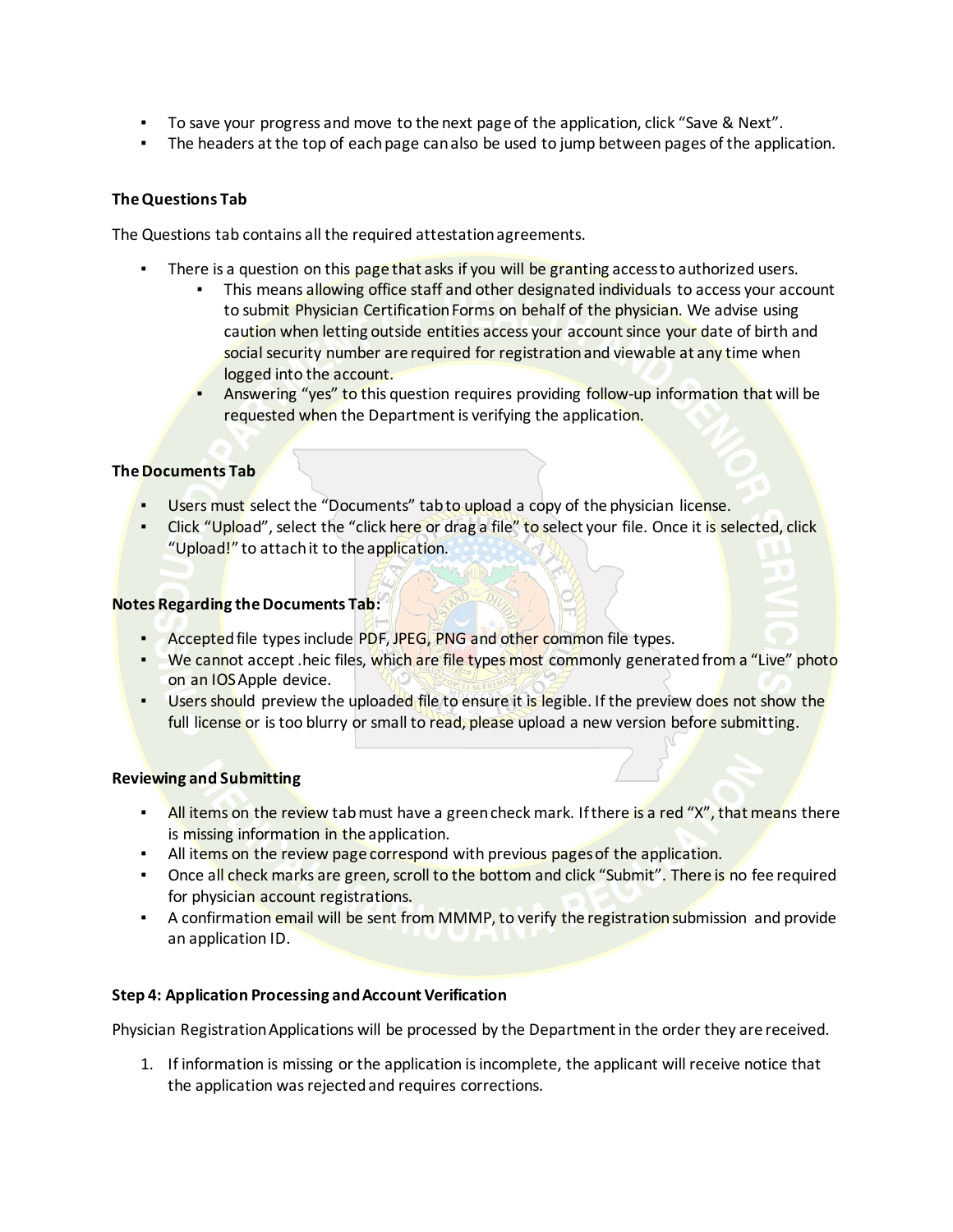- To save your progress and move to the next page of the application, click “Save & Next”.
- The headers at the top of each page can also be used to jump between pages of the application.

**The Questions Tab**

The Questions tab contains all the required attestation agreements.

- There is a question on this page that asks if you will be granting access to authorized users.
  - This means allowing office staff and other designated individuals to access your account to submit Physician Certification Forms on behalf of the physician. We advise using caution when letting outside entities access your account since your date of birth and social security number are required for registration and viewable at any time when logged into the account.
  - Answering “yes” to this question requires providing follow-up information that will be requested when the Department is verifying the application.

**The Documents Tab**

- Users must select the “Documents” tab to upload a copy of the physician license.
- Click “Upload”, select the “click here or drag a file” to select your file. Once it is selected, click “Upload!” to attach it to the application.

**Notes Regarding the Documents Tab:**

- Accepted file types include PDF, JPEG, PNG and other common file types.
- We cannot accept .heic files, which are file types most commonly generated from a “Live” photo on an IOS Apple device.
- Users should preview the uploaded file to ensure it is legible. If the preview does not show the full license or is too blurry or small to read, please upload a new version before submitting.

**Reviewing and Submitting**

- All items on the review tab must have a green check mark. If there is a red “X”, that means there is missing information in the application.
- All items on the review page correspond with previous pages of the application.
- Once all check marks are green, scroll to the bottom and click “Submit”. There is no fee required for physician account registrations.
- A confirmation email will be sent from MMMP, to verify the registration submission and provide an application ID.

**Step 4: Application Processing and Account Verification**

Physician Registration Applications will be processed by the Department in the order they are received.

1. If information is missing or the application is incomplete, the applicant will receive notice that the application was rejected and requires corrections.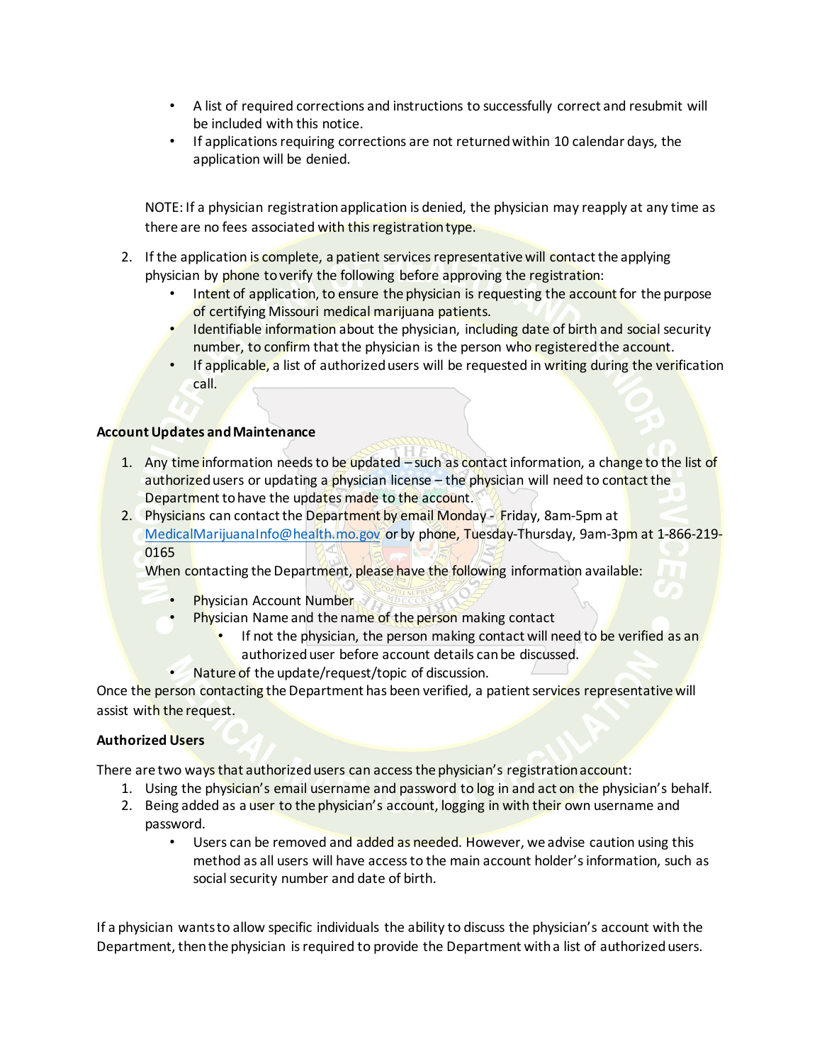- A list of required corrections and instructions to successfully correct and resubmit will be included with this notice.
- If applications requiring corrections are not returned within 10 calendar days, the application will be denied.

NOTE: If a physician registration application is denied, the physician may reapply at any time as there are no fees associated with this registration type.

2. If the application is complete, a patient services representative will contact the applying physician by phone to verify the following before approving the registration:
    - Intent of application, to ensure the physician is requesting the account for the purpose of certifying Missouri medical marijuana patients.
    - Identifiable information about the physician, including date of birth and social security number, to confirm that the physician is the person who registered the account.
    - If applicable, a list of authorized users will be requested in writing during the verification call.

**Account Updates and Maintenance**

1. Any time information needs to be updated – such as contact information, a change to the list of authorized users or updating a physician license – the physician will need to contact the Department to have the updates made to the account.
2. Physicians can contact the Department by email Monday - Friday, 8am-5pm at MedicalMarijuanaInfo@health.mo.gov or by phone, Tuesday-Thursday, 9am-3pm at 1-866-219-0165
   When contacting the Department, please have the following information available:
    - Physician Account Number
    - Physician Name and the name of the person making contact
        - If not the physician, the person making contact will need to be verified as an authorized user before account details can be discussed.
    - Nature of the update/request/topic of discussion.

Once the person contacting the Department has been verified, a patient services representative will assist with the request.

**Authorized Users**

There are two ways that authorized users can access the physician's registration account:

1. Using the physician's email username and password to log in and act on the physician's behalf.
2. Being added as a user to the physician's account, logging in with their own username and password.
    - Users can be removed and added as needed. However, we advise caution using this method as all users will have access to the main account holder's information, such as social security number and date of birth.

If a physician wants to allow specific individuals the ability to discuss the physician's account with the Department, then the physician is required to provide the Department with a list of authorized users.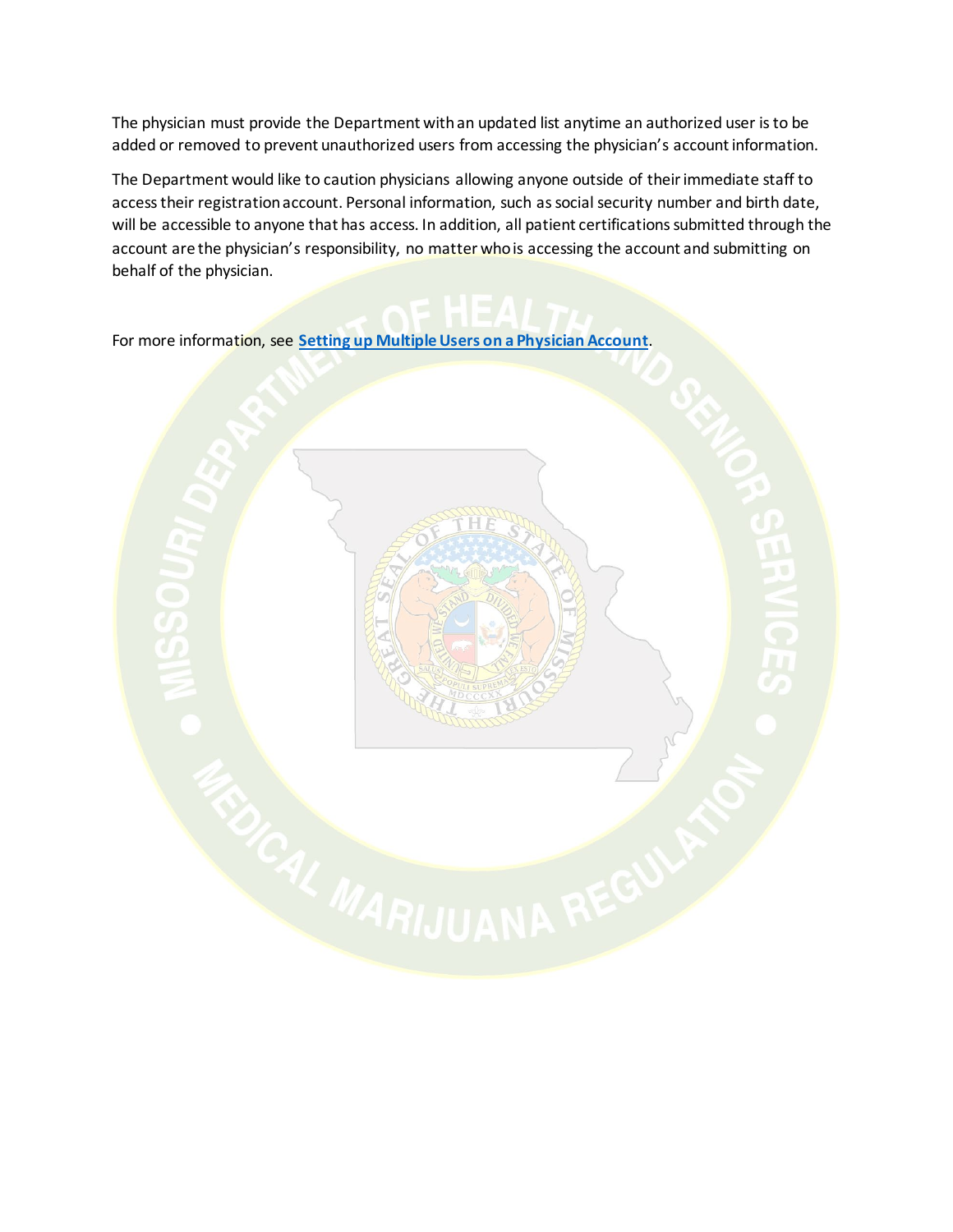The physician must provide the Department with an updated list anytime an authorized user is to be added or removed to prevent unauthorized users from accessing the physician's account information.

The Department would like to caution physicians allowing anyone outside of their immediate staff to access their registration account. Personal information, such as social security number and birth date, will be accessible to anyone that has access. In addition, all patient certifications submitted through the account are the physician's responsibility, no matter who is accessing the account and submitting on behalf of the physician.

For more information, see **Setting up Multiple Users on a Physician Account**.